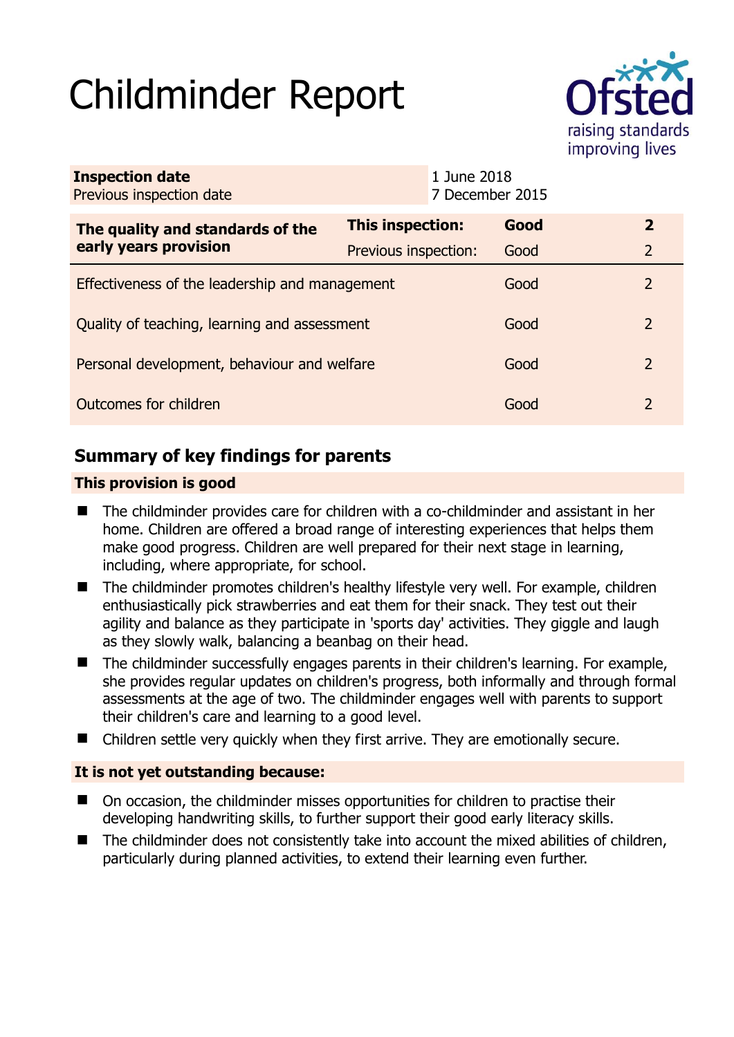# Childminder Report

Ofsted
raising standards
improving lives

| | |
|---|---|
| **Inspection date** | 1 June 2018 |
| Previous inspection date | 7 December 2015 |

| **The quality and standards of the early years provision** | **This inspection:** | **Good** | **2** |
|---|---|---|---|
| | Previous inspection: | Good | 2 |
| Effectiveness of the leadership and management | | Good | 2 |
| Quality of teaching, learning and assessment | | Good | 2 |
| Personal development, behaviour and welfare | | Good | 2 |
| Outcomes for children | | Good | 2 |

## Summary of key findings for parents

### This provision is good

- The childminder provides care for children with a co-childminder and assistant in her home. Children are offered a broad range of interesting experiences that helps them make good progress. Children are well prepared for their next stage in learning, including, where appropriate, for school.
- The childminder promotes children's healthy lifestyle very well. For example, children enthusiastically pick strawberries and eat them for their snack. They test out their agility and balance as they participate in 'sports day' activities. They giggle and laugh as they slowly walk, balancing a beanbag on their head.
- The childminder successfully engages parents in their children's learning. For example, she provides regular updates on children's progress, both informally and through formal assessments at the age of two. The childminder engages well with parents to support their children's care and learning to a good level.
- Children settle very quickly when they first arrive. They are emotionally secure.

### It is not yet outstanding because:

- On occasion, the childminder misses opportunities for children to practise their developing handwriting skills, to further support their good early literacy skills.
- The childminder does not consistently take into account the mixed abilities of children, particularly during planned activities, to extend their learning even further.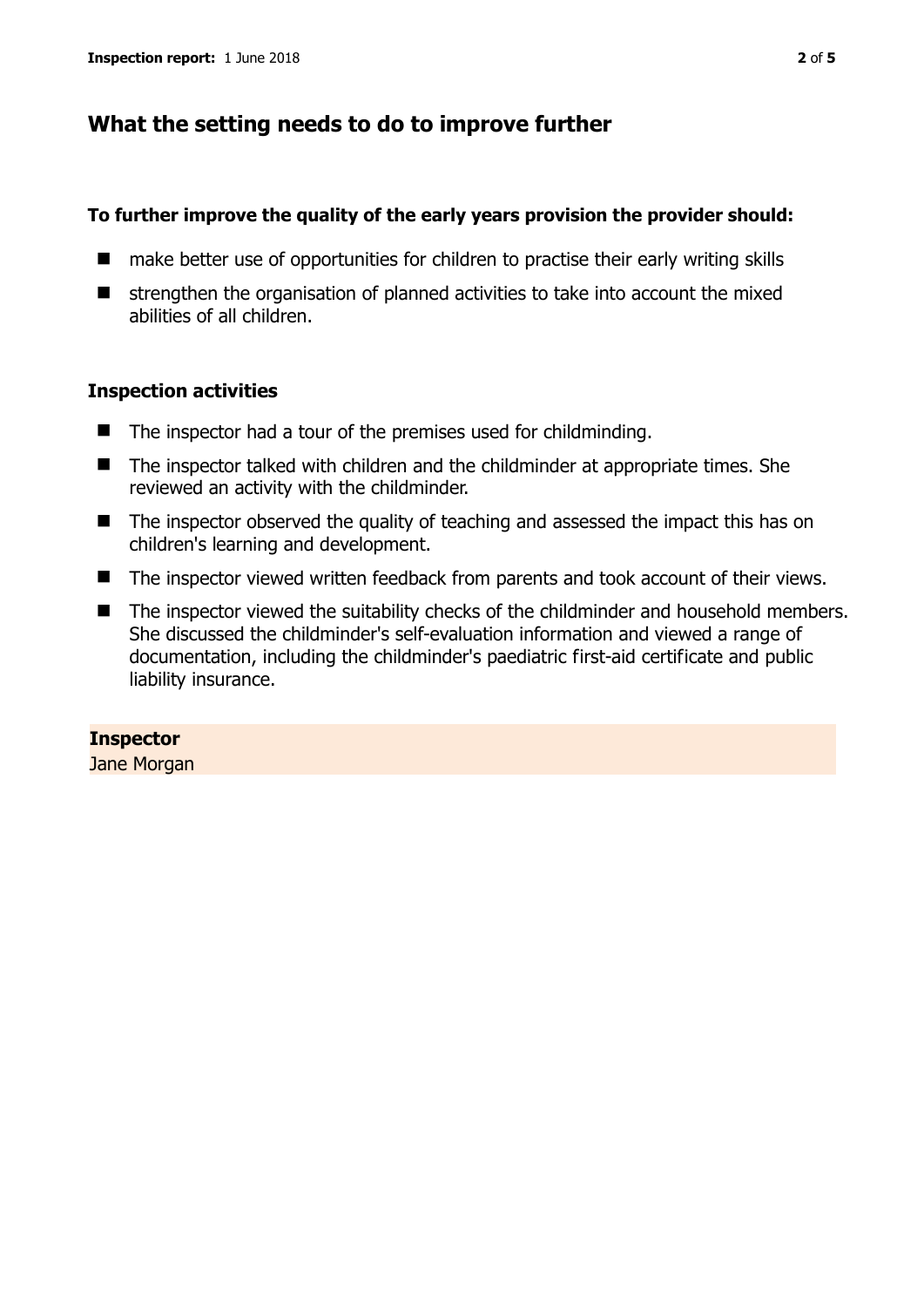## What the setting needs to do to improve further

**To further improve the quality of the early years provision the provider should:**

- make better use of opportunities for children to practise their early writing skills
- strengthen the organisation of planned activities to take into account the mixed abilities of all children.

### Inspection activities

- The inspector had a tour of the premises used for childminding.
- The inspector talked with children and the childminder at appropriate times. She reviewed an activity with the childminder.
- The inspector observed the quality of teaching and assessed the impact this has on children's learning and development.
- The inspector viewed written feedback from parents and took account of their views.
- The inspector viewed the suitability checks of the childminder and household members. She discussed the childminder's self-evaluation information and viewed a range of documentation, including the childminder's paediatric first-aid certificate and public liability insurance.

**Inspector**
Jane Morgan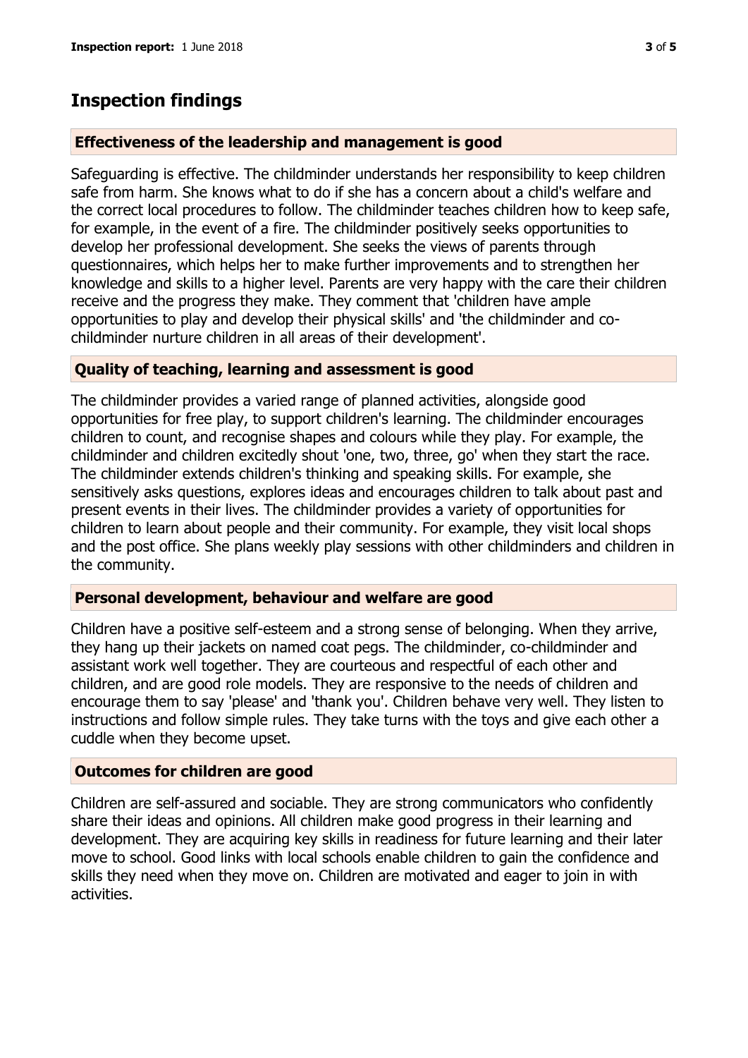# Inspection findings

## Effectiveness of the leadership and management is good

Safeguarding is effective. The childminder understands her responsibility to keep children safe from harm. She knows what to do if she has a concern about a child's welfare and the correct local procedures to follow. The childminder teaches children how to keep safe, for example, in the event of a fire. The childminder positively seeks opportunities to develop her professional development. She seeks the views of parents through questionnaires, which helps her to make further improvements and to strengthen her knowledge and skills to a higher level. Parents are very happy with the care their children receive and the progress they make. They comment that 'children have ample opportunities to play and develop their physical skills' and 'the childminder and co-childminder nurture children in all areas of their development'.

## Quality of teaching, learning and assessment is good

The childminder provides a varied range of planned activities, alongside good opportunities for free play, to support children's learning. The childminder encourages children to count, and recognise shapes and colours while they play. For example, the childminder and children excitedly shout 'one, two, three, go' when they start the race. The childminder extends children's thinking and speaking skills. For example, she sensitively asks questions, explores ideas and encourages children to talk about past and present events in their lives. The childminder provides a variety of opportunities for children to learn about people and their community. For example, they visit local shops and the post office. She plans weekly play sessions with other childminders and children in the community.

## Personal development, behaviour and welfare are good

Children have a positive self-esteem and a strong sense of belonging. When they arrive, they hang up their jackets on named coat pegs. The childminder, co-childminder and assistant work well together. They are courteous and respectful of each other and children, and are good role models. They are responsive to the needs of children and encourage them to say 'please' and 'thank you'. Children behave very well. They listen to instructions and follow simple rules. They take turns with the toys and give each other a cuddle when they become upset.

## Outcomes for children are good

Children are self-assured and sociable. They are strong communicators who confidently share their ideas and opinions. All children make good progress in their learning and development. They are acquiring key skills in readiness for future learning and their later move to school. Good links with local schools enable children to gain the confidence and skills they need when they move on. Children are motivated and eager to join in with activities.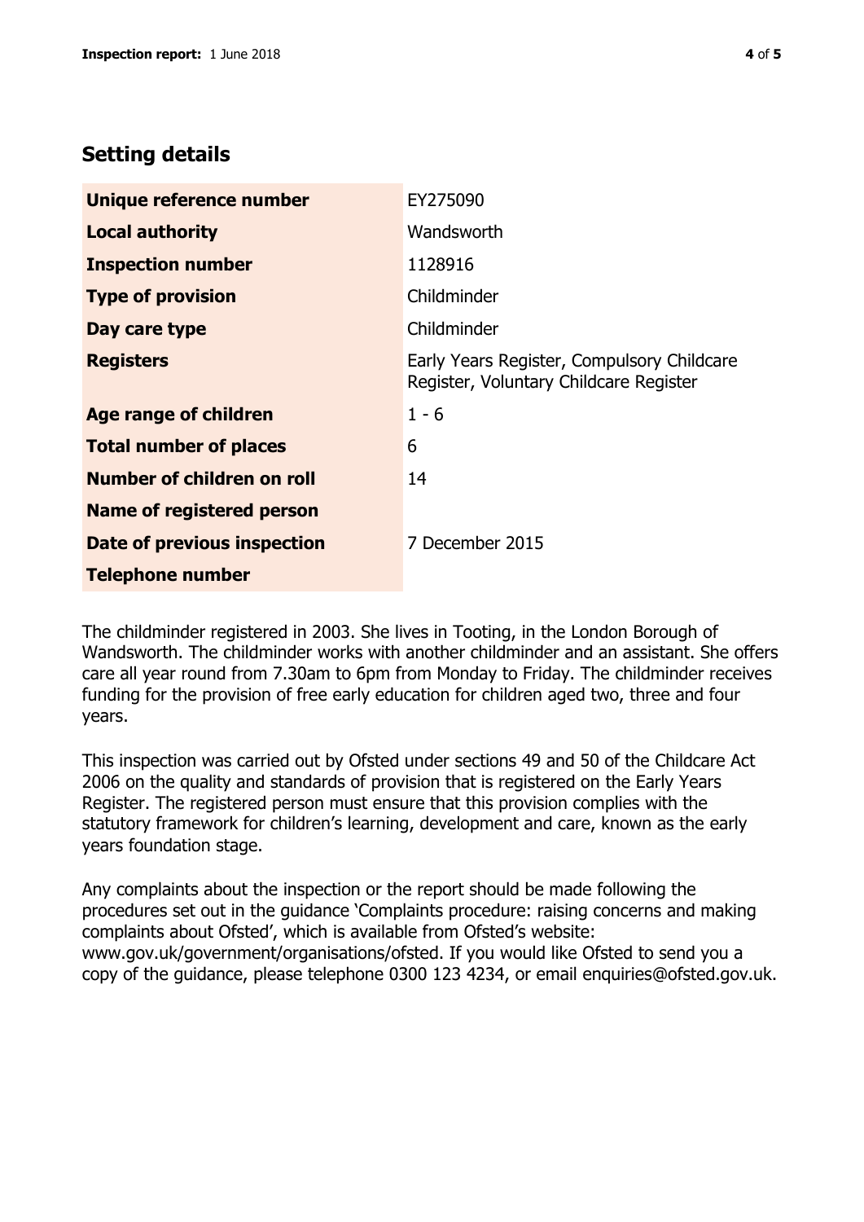## Setting details

| | |
|---|---|
| **Unique reference number** | EY275090 |
| **Local authority** | Wandsworth |
| **Inspection number** | 1128916 |
| **Type of provision** | Childminder |
| **Day care type** | Childminder |
| **Registers** | Early Years Register, Compulsory Childcare Register, Voluntary Childcare Register |
| **Age range of children** | 1 - 6 |
| **Total number of places** | 6 |
| **Number of children on roll** | 14 |
| **Name of registered person** | |
| **Date of previous inspection** | 7 December 2015 |
| **Telephone number** | |

The childminder registered in 2003. She lives in Tooting, in the London Borough of Wandsworth. The childminder works with another childminder and an assistant. She offers care all year round from 7.30am to 6pm from Monday to Friday. The childminder receives funding for the provision of free early education for children aged two, three and four years.

This inspection was carried out by Ofsted under sections 49 and 50 of the Childcare Act 2006 on the quality and standards of provision that is registered on the Early Years Register. The registered person must ensure that this provision complies with the statutory framework for children's learning, development and care, known as the early years foundation stage.

Any complaints about the inspection or the report should be made following the procedures set out in the guidance 'Complaints procedure: raising concerns and making complaints about Ofsted', which is available from Ofsted's website: www.gov.uk/government/organisations/ofsted. If you would like Ofsted to send you a copy of the guidance, please telephone 0300 123 4234, or email enquiries@ofsted.gov.uk.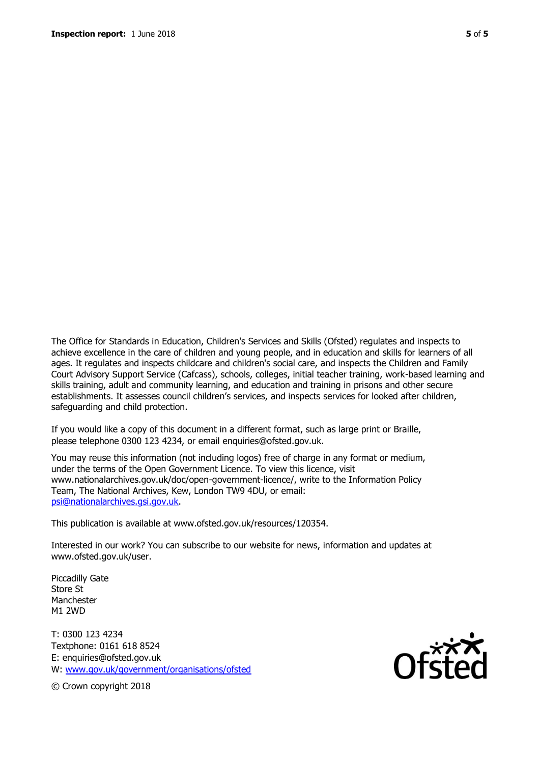The Office for Standards in Education, Children's Services and Skills (Ofsted) regulates and inspects to achieve excellence in the care of children and young people, and in education and skills for learners of all ages. It regulates and inspects childcare and children's social care, and inspects the Children and Family Court Advisory Support Service (Cafcass), schools, colleges, initial teacher training, work-based learning and skills training, adult and community learning, and education and training in prisons and other secure establishments. It assesses council children's services, and inspects services for looked after children, safeguarding and child protection.

If you would like a copy of this document in a different format, such as large print or Braille, please telephone 0300 123 4234, or email enquiries@ofsted.gov.uk.

You may reuse this information (not including logos) free of charge in any format or medium, under the terms of the Open Government Licence. To view this licence, visit www.nationalarchives.gov.uk/doc/open-government-licence/, write to the Information Policy Team, The National Archives, Kew, London TW9 4DU, or email: psi@nationalarchives.gsi.gov.uk.

This publication is available at www.ofsted.gov.uk/resources/120354.

Interested in our work? You can subscribe to our website for news, information and updates at www.ofsted.gov.uk/user.

Piccadilly Gate
Store St
Manchester
M1 2WD

T: 0300 123 4234
Textphone: 0161 618 8524
E: enquiries@ofsted.gov.uk
W: www.gov.uk/government/organisations/ofsted

© Crown copyright 2018